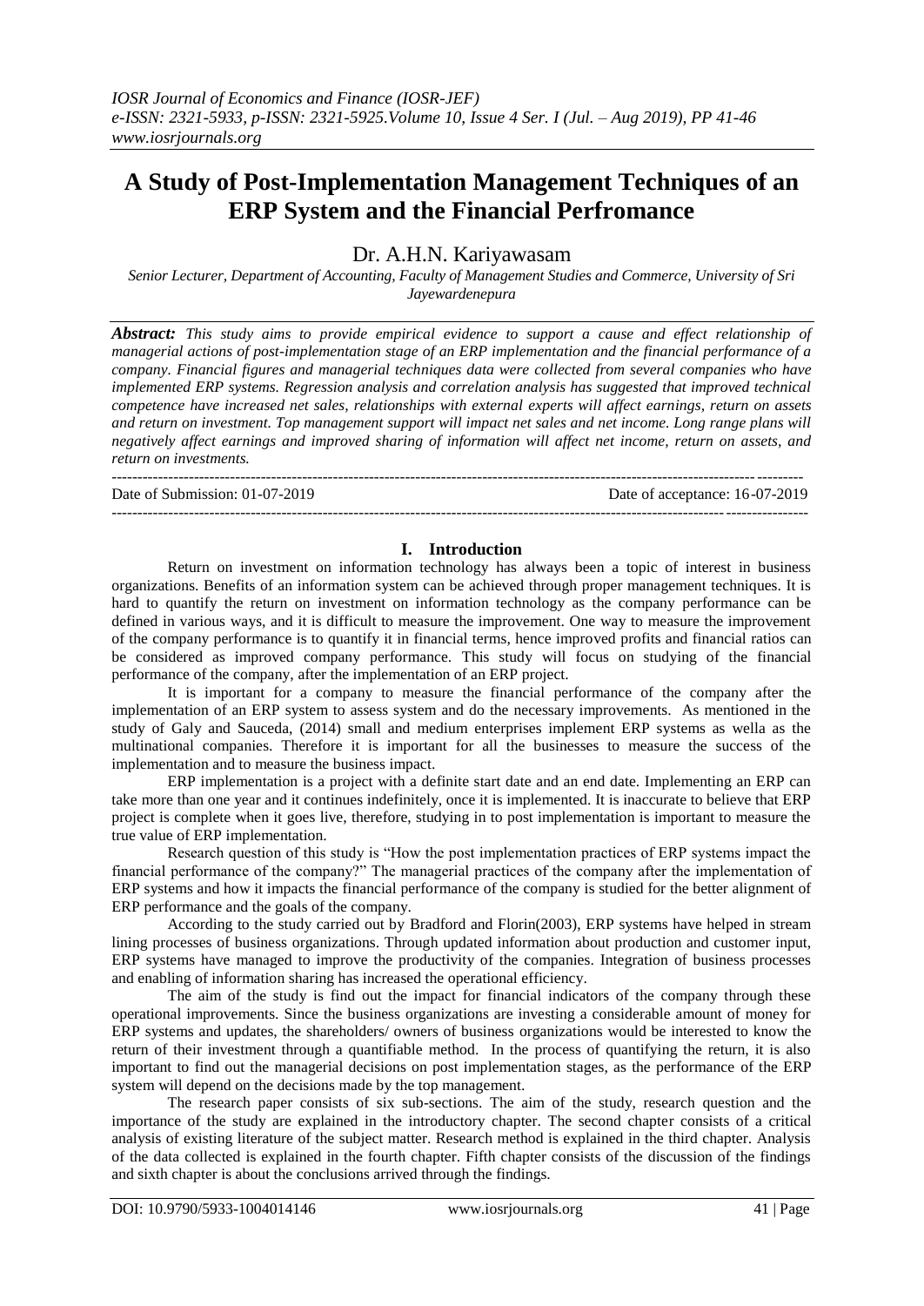# A Study of Post-Implementation Management Techniques of an ERP System and the Financial Perfromance

## Dr. A.H.N. Kariyawasam

*Senior Lecturer, Department of Accounting, Faculty of Management Studies and Commerce, University of Sri Jayewardenepura*

***Abstract:*** *This study aims to provide empirical evidence to support a cause and effect relationship of managerial actions of post-implementation stage of an ERP implementation and the financial performance of a company. Financial figures and managerial techniques data were collected from several companies who have implemented ERP systems. Regression analysis and correlation analysis has suggested that improved technical competence have increased net sales, relationships with external experts will affect earnings, return on assets and return on investment. Top management support will impact net sales and net income. Long range plans will negatively affect earnings and improved sharing of information will affect net income, return on assets, and return on investments.*

---

Date of Submission: 01-07-2019 | Date of acceptance: 16-07-2019

---

## I. Introduction

Return on investment on information technology has always been a topic of interest in business organizations. Benefits of an information system can be achieved through proper management techniques. It is hard to quantify the return on investment on information technology as the company performance can be defined in various ways, and it is difficult to measure the improvement. One way to measure the improvement of the company performance is to quantify it in financial terms, hence improved profits and financial ratios can be considered as improved company performance. This study will focus on studying of the financial performance of the company, after the implementation of an ERP project.

It is important for a company to measure the financial performance of the company after the implementation of an ERP system to assess system and do the necessary improvements. As mentioned in the study of Galy and Sauceda, (2014) small and medium enterprises implement ERP systems as wella as the multinational companies. Therefore it is important for all the businesses to measure the success of the implementation and to measure the business impact.

ERP implementation is a project with a definite start date and an end date. Implementing an ERP can take more than one year and it continues indefinitely, once it is implemented. It is inaccurate to believe that ERP project is complete when it goes live, therefore, studying in to post implementation is important to measure the true value of ERP implementation.

Research question of this study is "How the post implementation practices of ERP systems impact the financial performance of the company?" The managerial practices of the company after the implementation of ERP systems and how it impacts the financial performance of the company is studied for the better alignment of ERP performance and the goals of the company.

According to the study carried out by Bradford and Florin(2003), ERP systems have helped in stream lining processes of business organizations. Through updated information about production and customer input, ERP systems have managed to improve the productivity of the companies. Integration of business processes and enabling of information sharing has increased the operational efficiency.

The aim of the study is find out the impact for financial indicators of the company through these operational improvements. Since the business organizations are investing a considerable amount of money for ERP systems and updates, the shareholders/ owners of business organizations would be interested to know the return of their investment through a quantifiable method. In the process of quantifying the return, it is also important to find out the managerial decisions on post implementation stages, as the performance of the ERP system will depend on the decisions made by the top management.

The research paper consists of six sub-sections. The aim of the study, research question and the importance of the study are explained in the introductory chapter. The second chapter consists of a critical analysis of existing literature of the subject matter. Research method is explained in the third chapter. Analysis of the data collected is explained in the fourth chapter. Fifth chapter consists of the discussion of the findings and sixth chapter is about the conclusions arrived through the findings.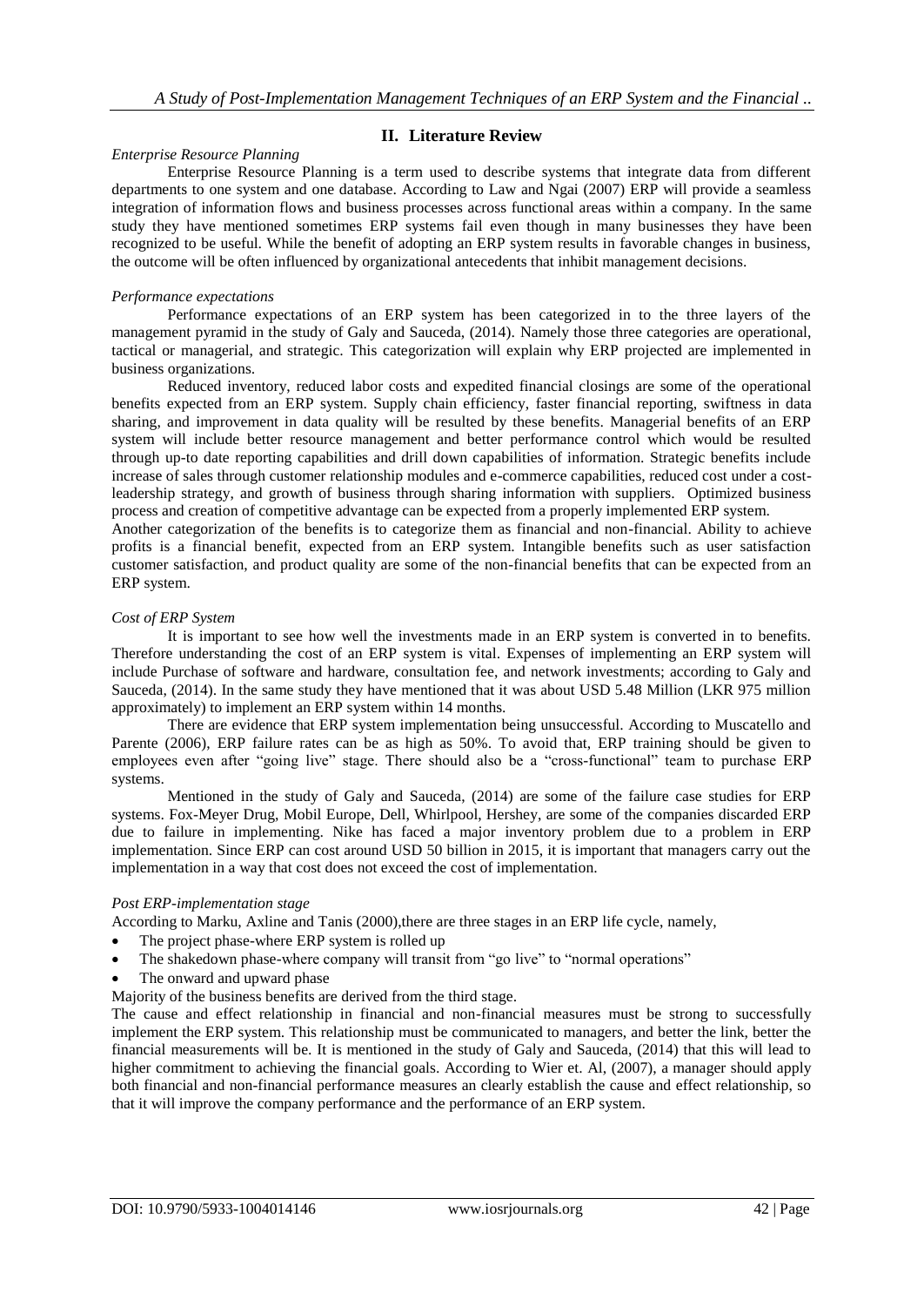## II. Literature Review

*Enterprise Resource Planning*

Enterprise Resource Planning is a term used to describe systems that integrate data from different departments to one system and one database. According to Law and Ngai (2007) ERP will provide a seamless integration of information flows and business processes across functional areas within a company. In the same study they have mentioned sometimes ERP systems fail even though in many businesses they have been recognized to be useful. While the benefit of adopting an ERP system results in favorable changes in business, the outcome will be often influenced by organizational antecedents that inhibit management decisions.

*Performance expectations*

Performance expectations of an ERP system has been categorized in to the three layers of the management pyramid in the study of Galy and Sauceda, (2014). Namely those three categories are operational, tactical or managerial, and strategic. This categorization will explain why ERP projected are implemented in business organizations.

Reduced inventory, reduced labor costs and expedited financial closings are some of the operational benefits expected from an ERP system. Supply chain efficiency, faster financial reporting, swiftness in data sharing, and improvement in data quality will be resulted by these benefits. Managerial benefits of an ERP system will include better resource management and better performance control which would be resulted through up-to date reporting capabilities and drill down capabilities of information. Strategic benefits include increase of sales through customer relationship modules and e-commerce capabilities, reduced cost under a cost-leadership strategy, and growth of business through sharing information with suppliers. Optimized business process and creation of competitive advantage can be expected from a properly implemented ERP system.

Another categorization of the benefits is to categorize them as financial and non-financial. Ability to achieve profits is a financial benefit, expected from an ERP system. Intangible benefits such as user satisfaction customer satisfaction, and product quality are some of the non-financial benefits that can be expected from an ERP system.

*Cost of ERP System*

It is important to see how well the investments made in an ERP system is converted in to benefits. Therefore understanding the cost of an ERP system is vital. Expenses of implementing an ERP system will include Purchase of software and hardware, consultation fee, and network investments; according to Galy and Sauceda, (2014). In the same study they have mentioned that it was about USD 5.48 Million (LKR 975 million approximately) to implement an ERP system within 14 months.

There are evidence that ERP system implementation being unsuccessful. According to Muscatello and Parente (2006), ERP failure rates can be as high as 50%. To avoid that, ERP training should be given to employees even after "going live" stage. There should also be a "cross-functional" team to purchase ERP systems.

Mentioned in the study of Galy and Sauceda, (2014) are some of the failure case studies for ERP systems. Fox-Meyer Drug, Mobil Europe, Dell, Whirlpool, Hershey, are some of the companies discarded ERP due to failure in implementing. Nike has faced a major inventory problem due to a problem in ERP implementation. Since ERP can cost around USD 50 billion in 2015, it is important that managers carry out the implementation in a way that cost does not exceed the cost of implementation.

*Post ERP-implementation stage*

According to Marku, Axline and Tanis (2000),there are three stages in an ERP life cycle, namely,

- The project phase-where ERP system is rolled up
- The shakedown phase-where company will transit from "go live" to "normal operations"
- The onward and upward phase

Majority of the business benefits are derived from the third stage.

The cause and effect relationship in financial and non-financial measures must be strong to successfully implement the ERP system. This relationship must be communicated to managers, and better the link, better the financial measurements will be. It is mentioned in the study of Galy and Sauceda, (2014) that this will lead to higher commitment to achieving the financial goals. According to Wier et. Al, (2007), a manager should apply both financial and non-financial performance measures an clearly establish the cause and effect relationship, so that it will improve the company performance and the performance of an ERP system.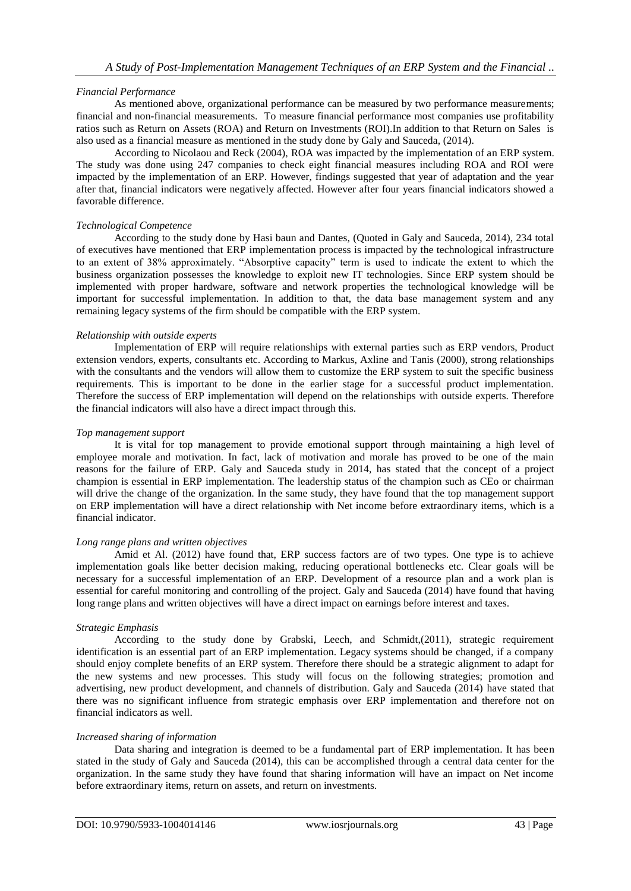*Financial Performance*

As mentioned above, organizational performance can be measured by two performance measurements; financial and non-financial measurements. To measure financial performance most companies use profitability ratios such as Return on Assets (ROA) and Return on Investments (ROI).In addition to that Return on Sales is also used as a financial measure as mentioned in the study done by Galy and Sauceda, (2014).

According to Nicolaou and Reck (2004), ROA was impacted by the implementation of an ERP system. The study was done using 247 companies to check eight financial measures including ROA and ROI were impacted by the implementation of an ERP. However, findings suggested that year of adaptation and the year after that, financial indicators were negatively affected. However after four years financial indicators showed a favorable difference.

*Technological Competence*

According to the study done by Hasi baun and Dantes, (Quoted in Galy and Sauceda, 2014), 234 total of executives have mentioned that ERP implementation process is impacted by the technological infrastructure to an extent of 38% approximately. "Absorptive capacity" term is used to indicate the extent to which the business organization possesses the knowledge to exploit new IT technologies. Since ERP system should be implemented with proper hardware, software and network properties the technological knowledge will be important for successful implementation. In addition to that, the data base management system and any remaining legacy systems of the firm should be compatible with the ERP system.

*Relationship with outside experts*

Implementation of ERP will require relationships with external parties such as ERP vendors, Product extension vendors, experts, consultants etc. According to Markus, Axline and Tanis (2000), strong relationships with the consultants and the vendors will allow them to customize the ERP system to suit the specific business requirements. This is important to be done in the earlier stage for a successful product implementation. Therefore the success of ERP implementation will depend on the relationships with outside experts. Therefore the financial indicators will also have a direct impact through this.

*Top management support*

It is vital for top management to provide emotional support through maintaining a high level of employee morale and motivation. In fact, lack of motivation and morale has proved to be one of the main reasons for the failure of ERP. Galy and Sauceda study in 2014, has stated that the concept of a project champion is essential in ERP implementation. The leadership status of the champion such as CEo or chairman will drive the change of the organization. In the same study, they have found that the top management support on ERP implementation will have a direct relationship with Net income before extraordinary items, which is a financial indicator.

*Long range plans and written objectives*

Amid et Al. (2012) have found that, ERP success factors are of two types. One type is to achieve implementation goals like better decision making, reducing operational bottlenecks etc. Clear goals will be necessary for a successful implementation of an ERP. Development of a resource plan and a work plan is essential for careful monitoring and controlling of the project. Galy and Sauceda (2014) have found that having long range plans and written objectives will have a direct impact on earnings before interest and taxes.

*Strategic Emphasis*

According to the study done by Grabski, Leech, and Schmidt,(2011), strategic requirement identification is an essential part of an ERP implementation. Legacy systems should be changed, if a company should enjoy complete benefits of an ERP system. Therefore there should be a strategic alignment to adapt for the new systems and new processes. This study will focus on the following strategies; promotion and advertising, new product development, and channels of distribution. Galy and Sauceda (2014) have stated that there was no significant influence from strategic emphasis over ERP implementation and therefore not on financial indicators as well.

*Increased sharing of information*

Data sharing and integration is deemed to be a fundamental part of ERP implementation. It has been stated in the study of Galy and Sauceda (2014), this can be accomplished through a central data center for the organization. In the same study they have found that sharing information will have an impact on Net income before extraordinary items, return on assets, and return on investments.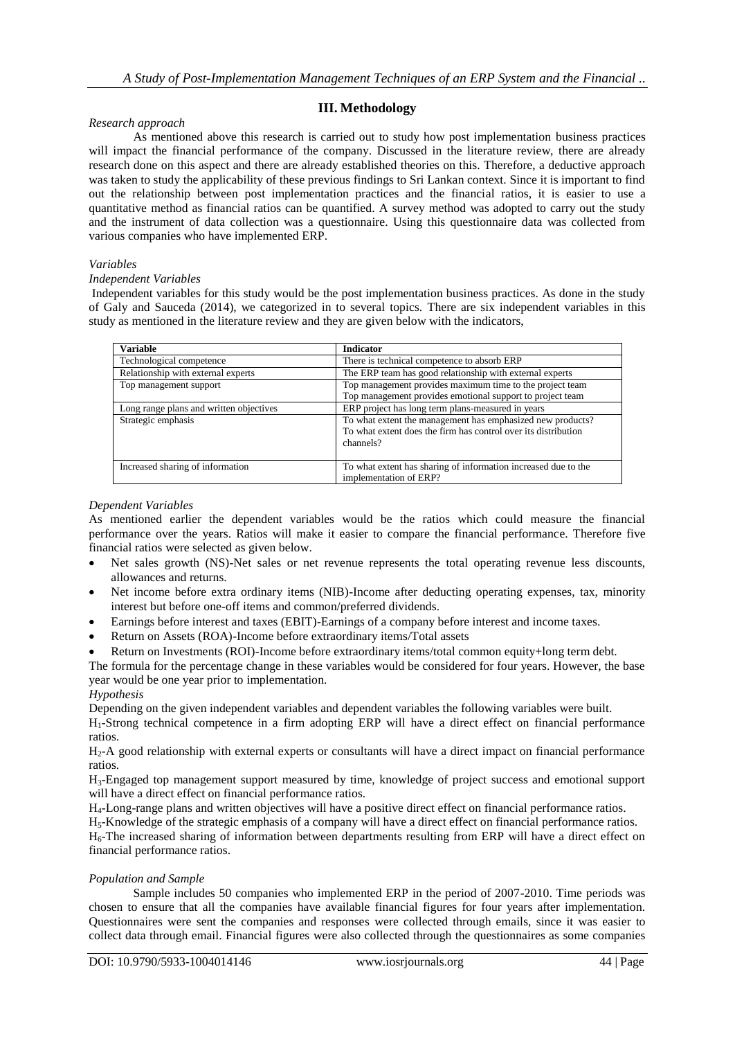## III. Methodology

*Research approach*

As mentioned above this research is carried out to study how post implementation business practices will impact the financial performance of the company. Discussed in the literature review, there are already research done on this aspect and there are already established theories on this. Therefore, a deductive approach was taken to study the applicability of these previous findings to Sri Lankan context. Since it is important to find out the relationship between post implementation practices and the financial ratios, it is easier to use a quantitative method as financial ratios can be quantified. A survey method was adopted to carry out the study and the instrument of data collection was a questionnaire. Using this questionnaire data was collected from various companies who have implemented ERP.

*Variables*

*Independent Variables*

Independent variables for this study would be the post implementation business practices. As done in the study of Galy and Sauceda (2014), we categorized in to several topics. There are six independent variables in this study as mentioned in the literature review and they are given below with the indicators,

| Variable | Indicator |
| --- | --- |
| Technological competence | There is technical competence to absorb ERP |
| Relationship with external experts | The ERP team has good relationship with external experts |
| Top management support | Top management provides maximum time to the project team<br>Top management provides emotional support to project team |
| Long range plans and written objectives | ERP project has long term plans-measured in years |
| Strategic emphasis | To what extent the management has emphasized new products?<br>To what extent does the firm has control over its distribution channels? |
| Increased sharing of information | To what extent has sharing of information increased due to the implementation of ERP? |

*Dependent Variables*

As mentioned earlier the dependent variables would be the ratios which could measure the financial performance over the years. Ratios will make it easier to compare the financial performance. Therefore five financial ratios were selected as given below.

- Net sales growth (NS)-Net sales or net revenue represents the total operating revenue less discounts, allowances and returns.
- Net income before extra ordinary items (NIB)-Income after deducting operating expenses, tax, minority interest but before one-off items and common/preferred dividends.
- Earnings before interest and taxes (EBIT)-Earnings of a company before interest and income taxes.
- Return on Assets (ROA)-Income before extraordinary items/Total assets
- Return on Investments (ROI)-Income before extraordinary items/total common equity+long term debt.

The formula for the percentage change in these variables would be considered for four years. However, the base year would be one year prior to implementation.

*Hypothesis*

Depending on the given independent variables and dependent variables the following variables were built.

$H_1$-Strong technical competence in a firm adopting ERP will have a direct effect on financial performance ratios.

$H_2$-A good relationship with external experts or consultants will have a direct impact on financial performance ratios.

$H_3$-Engaged top management support measured by time, knowledge of project success and emotional support will have a direct effect on financial performance ratios.

$H_4$-Long-range plans and written objectives will have a positive direct effect on financial performance ratios.

$H_5$-Knowledge of the strategic emphasis of a company will have a direct effect on financial performance ratios.

$H_6$-The increased sharing of information between departments resulting from ERP will have a direct effect on financial performance ratios.

*Population and Sample*

Sample includes 50 companies who implemented ERP in the period of 2007-2010. Time periods was chosen to ensure that all the companies have available financial figures for four years after implementation. Questionnaires were sent the companies and responses were collected through emails, since it was easier to collect data through email. Financial figures were also collected through the questionnaires as some companies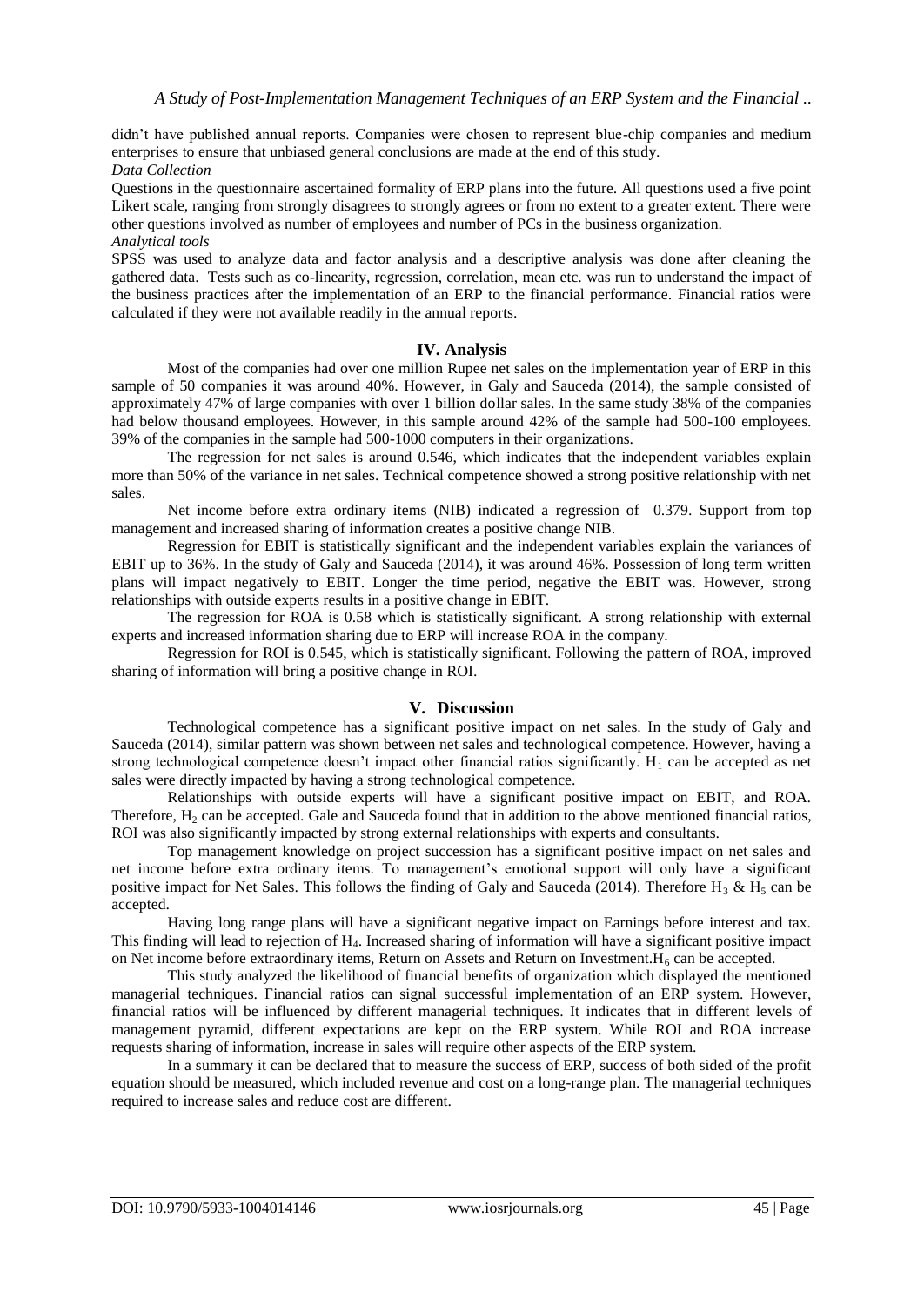didn't have published annual reports. Companies were chosen to represent blue-chip companies and medium enterprises to ensure that unbiased general conclusions are made at the end of this study.

*Data Collection*

Questions in the questionnaire ascertained formality of ERP plans into the future. All questions used a five point Likert scale, ranging from strongly disagrees to strongly agrees or from no extent to a greater extent. There were other questions involved as number of employees and number of PCs in the business organization.

*Analytical tools*

SPSS was used to analyze data and factor analysis and a descriptive analysis was done after cleaning the gathered data. Tests such as co-linearity, regression, correlation, mean etc. was run to understand the impact of the business practices after the implementation of an ERP to the financial performance. Financial ratios were calculated if they were not available readily in the annual reports.

## IV. Analysis

Most of the companies had over one million Rupee net sales on the implementation year of ERP in this sample of 50 companies it was around 40%. However, in Galy and Sauceda (2014), the sample consisted of approximately 47% of large companies with over 1 billion dollar sales. In the same study 38% of the companies had below thousand employees. However, in this sample around 42% of the sample had 500-100 employees. 39% of the companies in the sample had 500-1000 computers in their organizations.

The regression for net sales is around 0.546, which indicates that the independent variables explain more than 50% of the variance in net sales. Technical competence showed a strong positive relationship with net sales.

Net income before extra ordinary items (NIB) indicated a regression of 0.379. Support from top management and increased sharing of information creates a positive change NIB.

Regression for EBIT is statistically significant and the independent variables explain the variances of EBIT up to 36%. In the study of Galy and Sauceda (2014), it was around 46%. Possession of long term written plans will impact negatively to EBIT. Longer the time period, negative the EBIT was. However, strong relationships with outside experts results in a positive change in EBIT.

The regression for ROA is 0.58 which is statistically significant. A strong relationship with external experts and increased information sharing due to ERP will increase ROA in the company.

Regression for ROI is 0.545, which is statistically significant. Following the pattern of ROA, improved sharing of information will bring a positive change in ROI.

## V. Discussion

Technological competence has a significant positive impact on net sales. In the study of Galy and Sauceda (2014), similar pattern was shown between net sales and technological competence. However, having a strong technological competence doesn't impact other financial ratios significantly. $H_1$ can be accepted as net sales were directly impacted by having a strong technological competence.

Relationships with outside experts will have a significant positive impact on EBIT, and ROA. Therefore, $H_2$ can be accepted. Gale and Sauceda found that in addition to the above mentioned financial ratios, ROI was also significantly impacted by strong external relationships with experts and consultants.

Top management knowledge on project succession has a significant positive impact on net sales and net income before extra ordinary items. To management's emotional support will only have a significant positive impact for Net Sales. This follows the finding of Galy and Sauceda (2014). Therefore $H_3$ & $H_5$ can be accepted.

Having long range plans will have a significant negative impact on Earnings before interest and tax. This finding will lead to rejection of $H_4$. Increased sharing of information will have a significant positive impact on Net income before extraordinary items, Return on Assets and Return on Investment.$H_6$ can be accepted.

This study analyzed the likelihood of financial benefits of organization which displayed the mentioned managerial techniques. Financial ratios can signal successful implementation of an ERP system. However, financial ratios will be influenced by different managerial techniques. It indicates that in different levels of management pyramid, different expectations are kept on the ERP system. While ROI and ROA increase requests sharing of information, increase in sales will require other aspects of the ERP system.

In a summary it can be declared that to measure the success of ERP, success of both sided of the profit equation should be measured, which included revenue and cost on a long-range plan. The managerial techniques required to increase sales and reduce cost are different.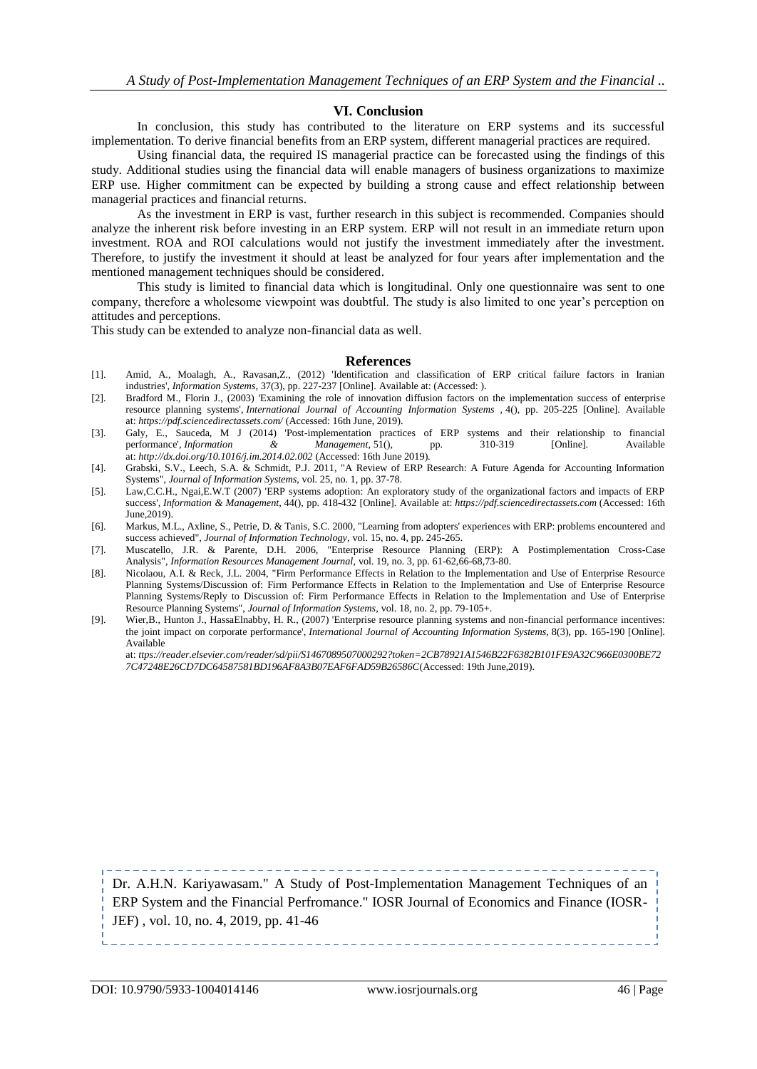## VI. Conclusion

In conclusion, this study has contributed to the literature on ERP systems and its successful implementation. To derive financial benefits from an ERP system, different managerial practices are required.

Using financial data, the required IS managerial practice can be forecasted using the findings of this study. Additional studies using the financial data will enable managers of business organizations to maximize ERP use. Higher commitment can be expected by building a strong cause and effect relationship between managerial practices and financial returns.

As the investment in ERP is vast, further research in this subject is recommended. Companies should analyze the inherent risk before investing in an ERP system. ERP will not result in an immediate return upon investment. ROA and ROI calculations would not justify the investment immediately after the investment. Therefore, to justify the investment it should at least be analyzed for four years after implementation and the mentioned management techniques should be considered.

This study is limited to financial data which is longitudinal. Only one questionnaire was sent to one company, therefore a wholesome viewpoint was doubtful. The study is also limited to one year's perception on attitudes and perceptions.

This study can be extended to analyze non-financial data as well.

## References

[1]. Amid, A., Moalagh, A., Ravasan,Z., (2012) 'Identification and classification of ERP critical failure factors in Iranian industries', *Information Systems*, 37(3), pp. 227-237 [Online]. Available at: (Accessed: ).

[2]. Bradford M., Florin J., (2003) 'Examining the role of innovation diffusion factors on the implementation success of enterprise resource planning systems', *International Journal of Accounting Information Systems* , 4(), pp. 205-225 [Online]. Available at: *https://pdf.sciencedirectassets.com/* (Accessed: 16th June, 2019).

[3]. Galy, E., Sauceda, M J (2014) 'Post-implementation practices of ERP systems and their relationship to financial performance', *Information & Management*, 51(), pp. 310-319 [Online]. Available at: *http://dx.doi.org/10.1016/j.im.2014.02.002* (Accessed: 16th June 2019).

[4]. Grabski, S.V., Leech, S.A. & Schmidt, P.J. 2011, "A Review of ERP Research: A Future Agenda for Accounting Information Systems", *Journal of Information Systems*, vol. 25, no. 1, pp. 37-78.

[5]. Law,C.C.H., Ngai,E.W.T (2007) 'ERP systems adoption: An exploratory study of the organizational factors and impacts of ERP success', *Information & Management*, 44(), pp. 418-432 [Online]. Available at: *https://pdf.sciencedirectassets.com* (Accessed: 16th June,2019).

[6]. Markus, M.L., Axline, S., Petrie, D. & Tanis, S.C. 2000, "Learning from adopters' experiences with ERP: problems encountered and success achieved", *Journal of Information Technology*, vol. 15, no. 4, pp. 245-265.

[7]. Muscatello, J.R. & Parente, D.H. 2006, "Enterprise Resource Planning (ERP): A Postimplementation Cross-Case Analysis", *Information Resources Management Journal*, vol. 19, no. 3, pp. 61-62,66-68,73-80.

[8]. Nicolaou, A.I. & Reck, J.L. 2004, "Firm Performance Effects in Relation to the Implementation and Use of Enterprise Resource Planning Systems/Discussion of: Firm Performance Effects in Relation to the Implementation and Use of Enterprise Resource Planning Systems/Reply to Discussion of: Firm Performance Effects in Relation to the Implementation and Use of Enterprise Resource Planning Systems", *Journal of Information Systems*, vol. 18, no. 2, pp. 79-105+.

[9]. Wier,B., Hunton J., HassaElnabby, H. R., (2007) 'Enterprise resource planning systems and non-financial performance incentives: the joint impact on corporate performance', *International Journal of Accounting Information Systems*, 8(3), pp. 165-190 [Online]. Available at: *ttps://reader.elsevier.com/reader/sd/pii/S1467089507000292?token=2CB78921A1546B22F6382B101FE9A32C966E0300BE727C47248E26CD7DC64587581BD196AF8A3B07EAF6FAD59B26586C*(Accessed: 19th June,2019).

Dr. A.H.N. Kariyawasam." A Study of Post-Implementation Management Techniques of an ERP System and the Financial Perfromance." IOSR Journal of Economics and Finance (IOSR-JEF) , vol. 10, no. 4, 2019, pp. 41-46